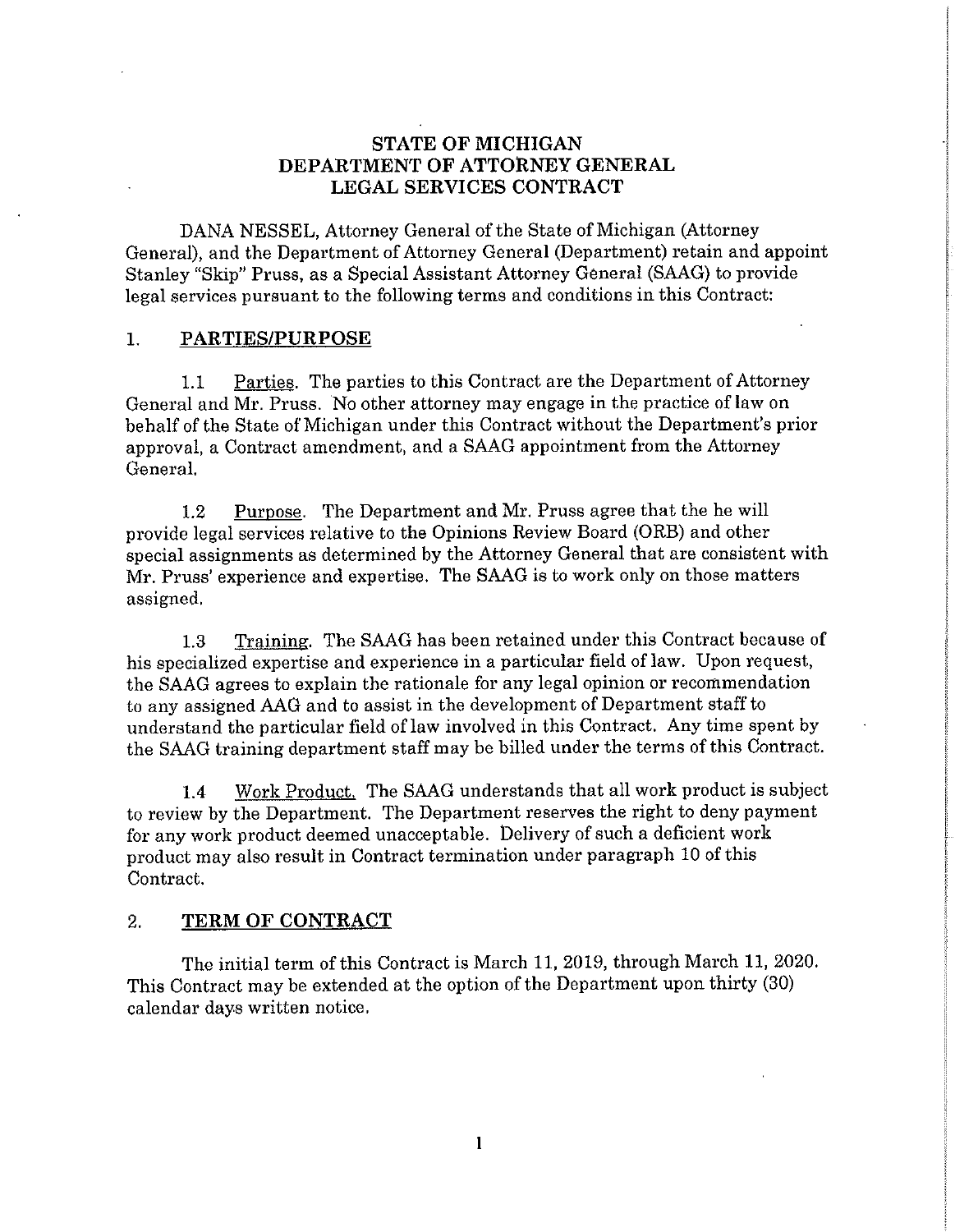# STATE OF MICHIGAN
# DEPARTMENT OF ATTORNEY GENERAL
# LEGAL SERVICES CONTRACT

DANA NESSEL, Attorney General of the State of Michigan (Attorney General), and the Department of Attorney General (Department) retain and appoint Stanley "Skip" Pruss, as a Special Assistant Attorney General (SAAG) to provide legal services pursuant to the following terms and conditions in this Contract:

## 1. PARTIES/PURPOSE

1.1 Parties. The parties to this Contract are the Department of Attorney General and Mr. Pruss. No other attorney may engage in the practice of law on behalf of the State of Michigan under this Contract without the Department's prior approval, a Contract amendment, and a SAAG appointment from the Attorney General.

1.2 Purpose. The Department and Mr. Pruss agree that the he will provide legal services relative to the Opinions Review Board (ORB) and other special assignments as determined by the Attorney General that are consistent with Mr. Pruss' experience and expertise. The SAAG is to work only on those matters assigned.

1.3 Training. The SAAG has been retained under this Contract because of his specialized expertise and experience in a particular field of law. Upon request, the SAAG agrees to explain the rationale for any legal opinion or recommendation to any assigned AAG and to assist in the development of Department staff to understand the particular field of law involved in this Contract. Any time spent by the SAAG training department staff may be billed under the terms of this Contract.

1.4 Work Product. The SAAG understands that all work product is subject to review by the Department. The Department reserves the right to deny payment for any work product deemed unacceptable. Delivery of such a deficient work product may also result in Contract termination under paragraph 10 of this Contract.

## 2. TERM OF CONTRACT

The initial term of this Contract is March 11, 2019, through March 11, 2020. This Contract may be extended at the option of the Department upon thirty (30) calendar days written notice.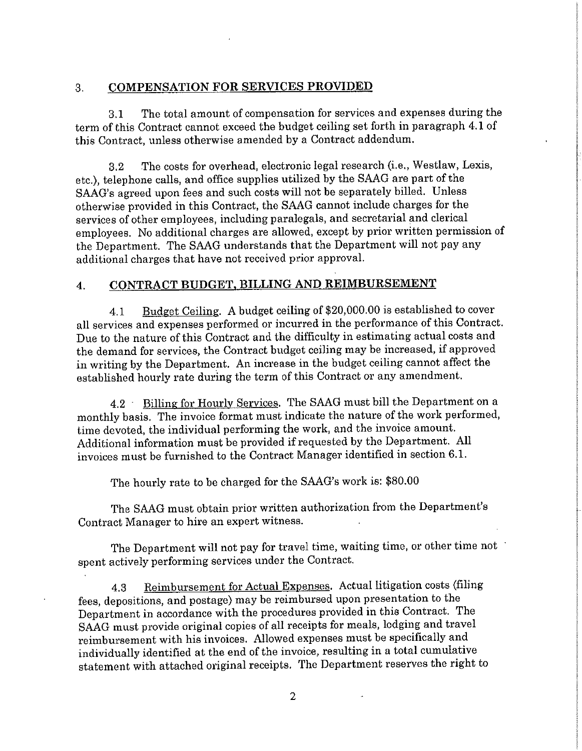## 3. COMPENSATION FOR SERVICES PROVIDED

3.1 The total amount of compensation for services and expenses during the term of this Contract cannot exceed the budget ceiling set forth in paragraph 4.1 of this Contract, unless otherwise amended by a Contract addendum.

3.2 The costs for overhead, electronic legal research (i.e., Westlaw, Lexis, etc.), telephone calls, and office supplies utilized by the SAAG are part of the SAAG's agreed upon fees and such costs will not be separately billed. Unless otherwise provided in this Contract, the SAAG cannot include charges for the services of other employees, including paralegals, and secretarial and clerical employees. No additional charges are allowed, except by prior written permission of the Department. The SAAG understands that the Department will not pay any additional charges that have not received prior approval.

## 4. CONTRACT BUDGET, BILLING AND REIMBURSEMENT

4.1 Budget Ceiling. A budget ceiling of $20,000.00 is established to cover all services and expenses performed or incurred in the performance of this Contract. Due to the nature of this Contract and the difficulty in estimating actual costs and the demand for services, the Contract budget ceiling may be increased, if approved in writing by the Department. An increase in the budget ceiling cannot affect the established hourly rate during the term of this Contract or any amendment.

4.2 Billing for Hourly Services. The SAAG must bill the Department on a monthly basis. The invoice format must indicate the nature of the work performed, time devoted, the individual performing the work, and the invoice amount. Additional information must be provided if requested by the Department. All invoices must be furnished to the Contract Manager identified in section 6.1.

The hourly rate to be charged for the SAAG's work is: $80.00

The SAAG must obtain prior written authorization from the Department's Contract Manager to hire an expert witness.

The Department will not pay for travel time, waiting time, or other time not spent actively performing services under the Contract.

4.3 Reimbursement for Actual Expenses. Actual litigation costs (filing fees, depositions, and postage) may be reimbursed upon presentation to the Department in accordance with the procedures provided in this Contract. The SAAG must provide original copies of all receipts for meals, lodging and travel reimbursement with his invoices. Allowed expenses must be specifically and individually identified at the end of the invoice, resulting in a total cumulative statement with attached original receipts. The Department reserves the right to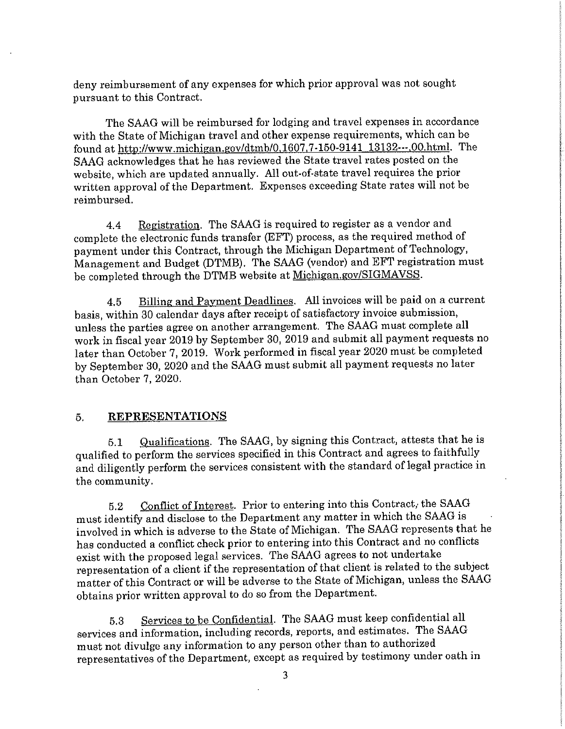deny reimbursement of any expenses for which prior approval was not sought pursuant to this Contract.

The SAAG will be reimbursed for lodging and travel expenses in accordance with the State of Michigan travel and other expense requirements, which can be found at http://www.michigan.gov/dtmb/0,1607,7-150-9141_13132---,00.html. The SAAG acknowledges that he has reviewed the State travel rates posted on the website, which are updated annually. All out-of-state travel requires the prior written approval of the Department. Expenses exceeding State rates will not be reimbursed.

4.4 Registration. The SAAG is required to register as a vendor and complete the electronic funds transfer (EFT) process, as the required method of payment under this Contract, through the Michigan Department of Technology, Management and Budget (DTMB). The SAAG (vendor) and EFT registration must be completed through the DTMB website at Michigan.gov/SIGMAVSS.

4.5 Billing and Payment Deadlines. All invoices will be paid on a current basis, within 30 calendar days after receipt of satisfactory invoice submission, unless the parties agree on another arrangement. The SAAG must complete all work in fiscal year 2019 by September 30, 2019 and submit all payment requests no later than October 7, 2019. Work performed in fiscal year 2020 must be completed by September 30, 2020 and the SAAG must submit all payment requests no later than October 7, 2020.

## 5. REPRESENTATIONS

5.1 Qualifications. The SAAG, by signing this Contract, attests that he is qualified to perform the services specified in this Contract and agrees to faithfully and diligently perform the services consistent with the standard of legal practice in the community.

5.2 Conflict of Interest. Prior to entering into this Contract, the SAAG must identify and disclose to the Department any matter in which the SAAG is involved in which is adverse to the State of Michigan. The SAAG represents that he has conducted a conflict check prior to entering into this Contract and no conflicts exist with the proposed legal services. The SAAG agrees to not undertake representation of a client if the representation of that client is related to the subject matter of this Contract or will be adverse to the State of Michigan, unless the SAAG obtains prior written approval to do so from the Department.

5.3 Services to be Confidential. The SAAG must keep confidential all services and information, including records, reports, and estimates. The SAAG must not divulge any information to any person other than to authorized representatives of the Department, except as required by testimony under oath in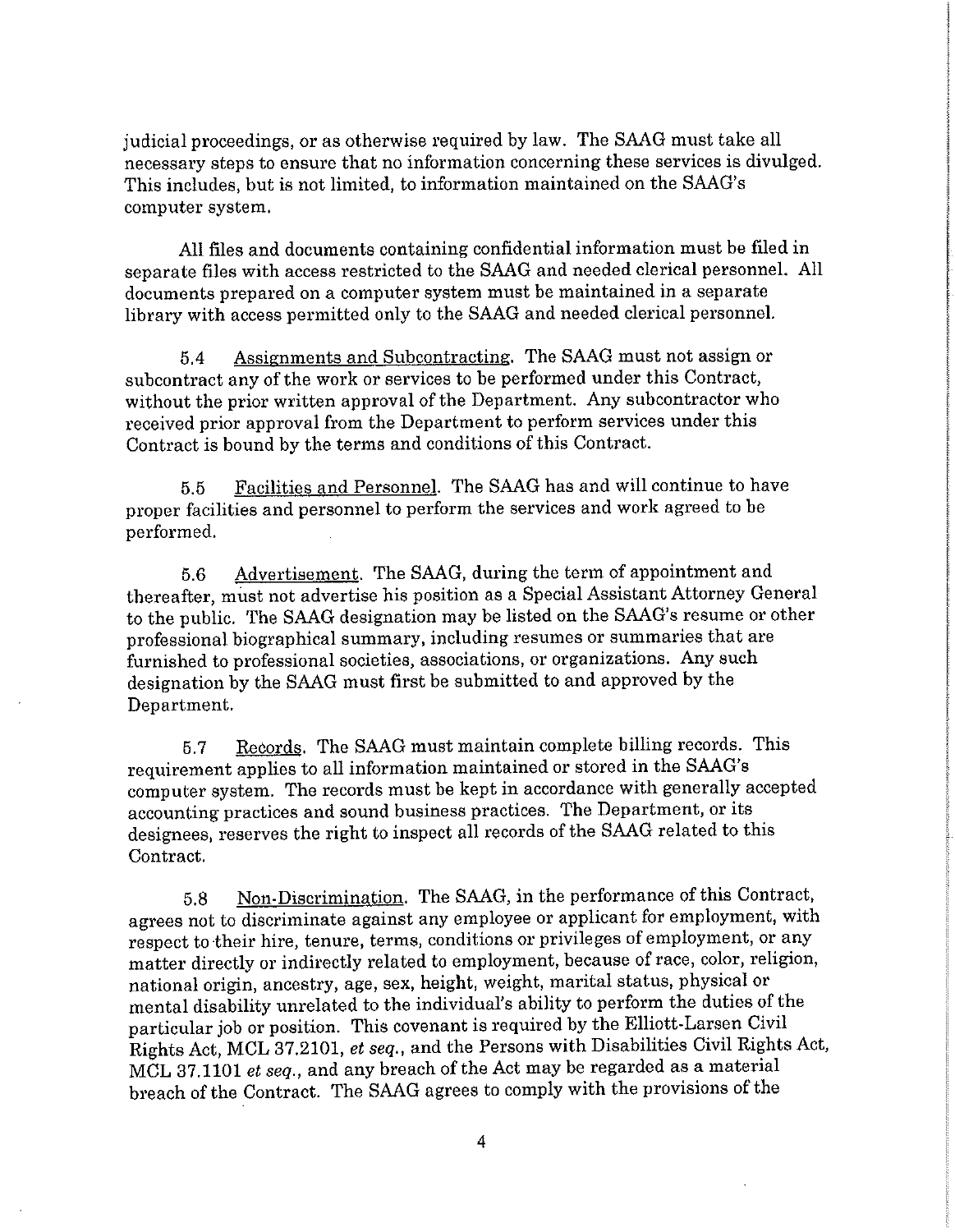judicial proceedings, or as otherwise required by law. The SAAG must take all necessary steps to ensure that no information concerning these services is divulged. This includes, but is not limited, to information maintained on the SAAG's computer system.

All files and documents containing confidential information must be filed in separate files with access restricted to the SAAG and needed clerical personnel. All documents prepared on a computer system must be maintained in a separate library with access permitted only to the SAAG and needed clerical personnel.

5.4 Assignments and Subcontracting. The SAAG must not assign or subcontract any of the work or services to be performed under this Contract, without the prior written approval of the Department. Any subcontractor who received prior approval from the Department to perform services under this Contract is bound by the terms and conditions of this Contract.

5.5 Facilities and Personnel. The SAAG has and will continue to have proper facilities and personnel to perform the services and work agreed to be performed.

5.6 Advertisement. The SAAG, during the term of appointment and thereafter, must not advertise his position as a Special Assistant Attorney General to the public. The SAAG designation may be listed on the SAAG's resume or other professional biographical summary, including resumes or summaries that are furnished to professional societies, associations, or organizations. Any such designation by the SAAG must first be submitted to and approved by the Department.

5.7 Records. The SAAG must maintain complete billing records. This requirement applies to all information maintained or stored in the SAAG's computer system. The records must be kept in accordance with generally accepted accounting practices and sound business practices. The Department, or its designees, reserves the right to inspect all records of the SAAG related to this Contract.

5.8 Non-Discrimination. The SAAG, in the performance of this Contract, agrees not to discriminate against any employee or applicant for employment, with respect to their hire, tenure, terms, conditions or privileges of employment, or any matter directly or indirectly related to employment, because of race, color, religion, national origin, ancestry, age, sex, height, weight, marital status, physical or mental disability unrelated to the individual's ability to perform the duties of the particular job or position. This covenant is required by the Elliott-Larsen Civil Rights Act, MCL 37.2101, *et seq.*, and the Persons with Disabilities Civil Rights Act, MCL 37.1101 *et seq.*, and any breach of the Act may be regarded as a material breach of the Contract. The SAAG agrees to comply with the provisions of the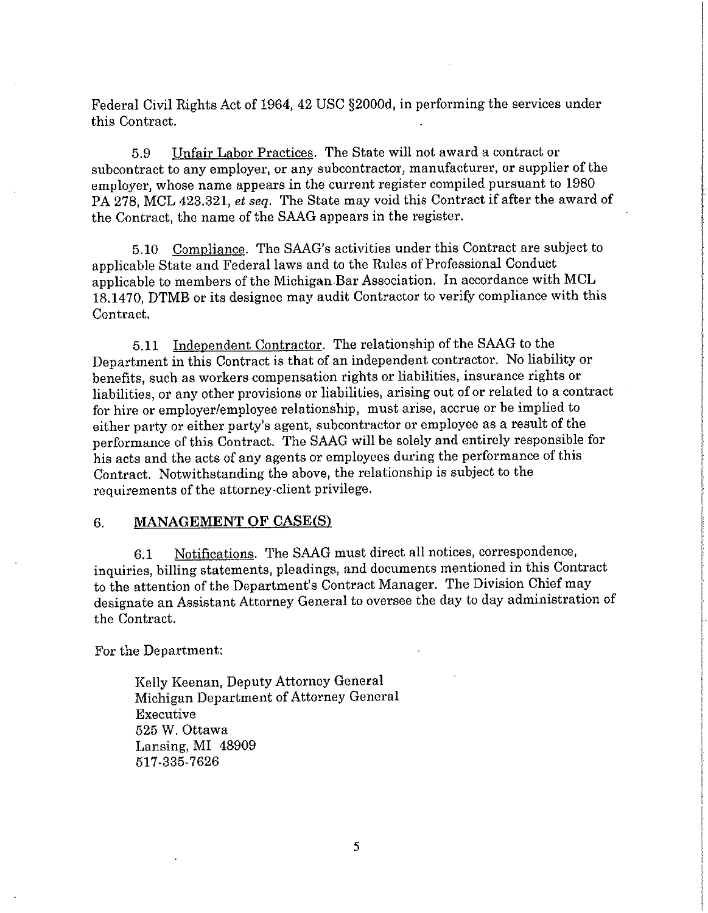Federal Civil Rights Act of 1964, 42 USC §2000d, in performing the services under this Contract.

5.9 Unfair Labor Practices. The State will not award a contract or subcontract to any employer, or any subcontractor, manufacturer, or supplier of the employer, whose name appears in the current register compiled pursuant to 1980 PA 278, MCL 423.321, *et seq.* The State may void this Contract if after the award of the Contract, the name of the SAAG appears in the register.

5.10 Compliance. The SAAG's activities under this Contract are subject to applicable State and Federal laws and to the Rules of Professional Conduct applicable to members of the Michigan Bar Association. In accordance with MCL 18.1470, DTMB or its designee may audit Contractor to verify compliance with this Contract.

5.11 Independent Contractor. The relationship of the SAAG to the Department in this Contract is that of an independent contractor. No liability or benefits, such as workers compensation rights or liabilities, insurance rights or liabilities, or any other provisions or liabilities, arising out of or related to a contract for hire or employer/employee relationship, must arise, accrue or be implied to either party or either party's agent, subcontractor or employee as a result of the performance of this Contract. The SAAG will be solely and entirely responsible for his acts and the acts of any agents or employees during the performance of this Contract. Notwithstanding the above, the relationship is subject to the requirements of the attorney-client privilege.

## 6. MANAGEMENT OF CASE(S)

6.1 Notifications. The SAAG must direct all notices, correspondence, inquiries, billing statements, pleadings, and documents mentioned in this Contract to the attention of the Department's Contract Manager. The Division Chief may designate an Assistant Attorney General to oversee the day to day administration of the Contract.

For the Department:

Kelly Keenan, Deputy Attorney General
Michigan Department of Attorney General
Executive
525 W. Ottawa
Lansing, MI 48909
517-335-7626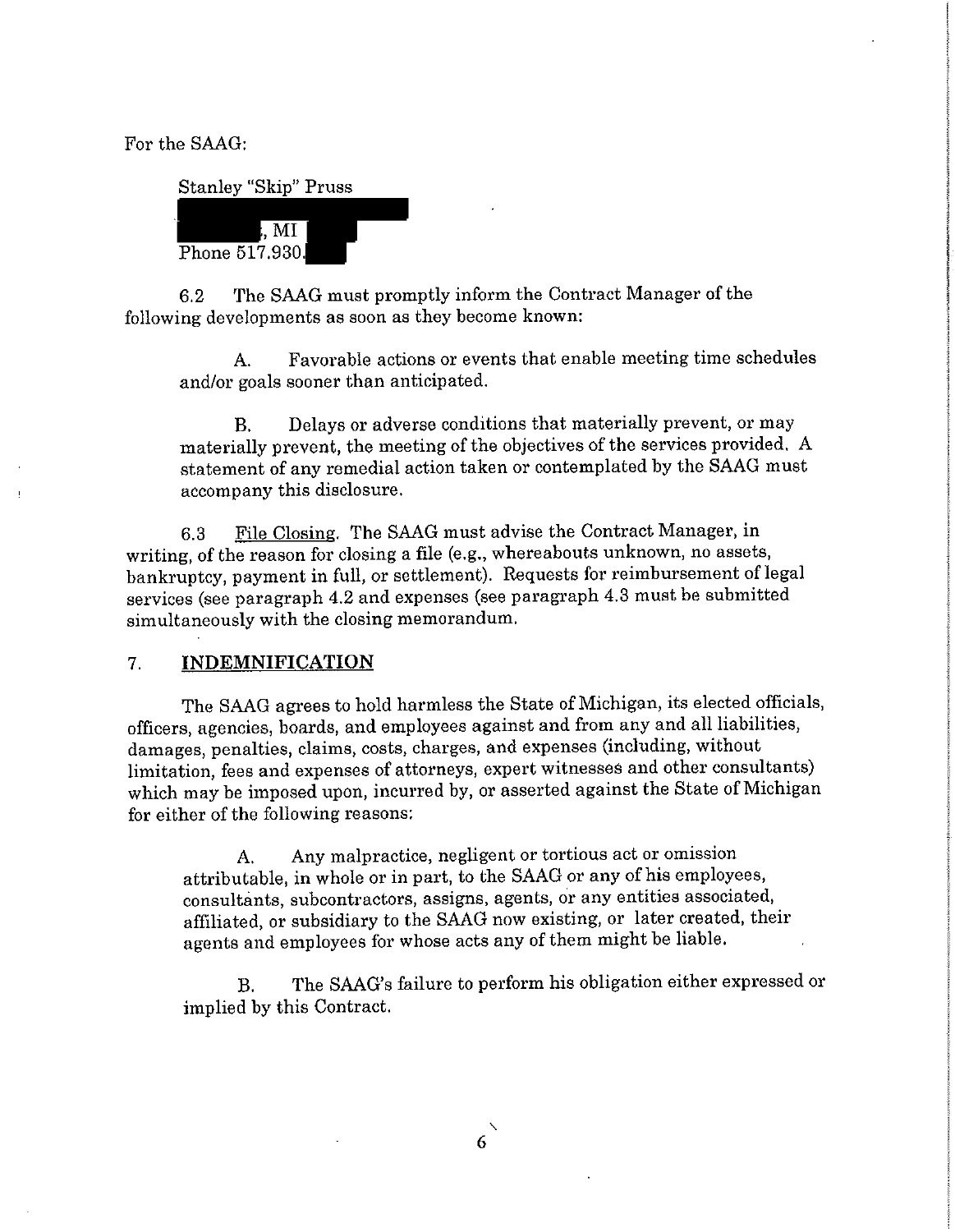For the SAAG:

Stanley "Skip" Pruss
, MI
Phone 517.930.

6.2 The SAAG must promptly inform the Contract Manager of the following developments as soon as they become known:

A. Favorable actions or events that enable meeting time schedules and/or goals sooner than anticipated.

B. Delays or adverse conditions that materially prevent, or may materially prevent, the meeting of the objectives of the services provided. A statement of any remedial action taken or contemplated by the SAAG must accompany this disclosure.

6.3 File Closing. The SAAG must advise the Contract Manager, in writing, of the reason for closing a file (e.g., whereabouts unknown, no assets, bankruptcy, payment in full, or settlement). Requests for reimbursement of legal services (see paragraph 4.2 and expenses (see paragraph 4.3 must be submitted simultaneously with the closing memorandum.

## 7. INDEMNIFICATION

The SAAG agrees to hold harmless the State of Michigan, its elected officials, officers, agencies, boards, and employees against and from any and all liabilities, damages, penalties, claims, costs, charges, and expenses (including, without limitation, fees and expenses of attorneys, expert witnesses and other consultants) which may be imposed upon, incurred by, or asserted against the State of Michigan for either of the following reasons:

A. Any malpractice, negligent or tortious act or omission attributable, in whole or in part, to the SAAG or any of his employees, consultants, subcontractors, assigns, agents, or any entities associated, affiliated, or subsidiary to the SAAG now existing, or later created, their agents and employees for whose acts any of them might be liable.

B. The SAAG's failure to perform his obligation either expressed or implied by this Contract.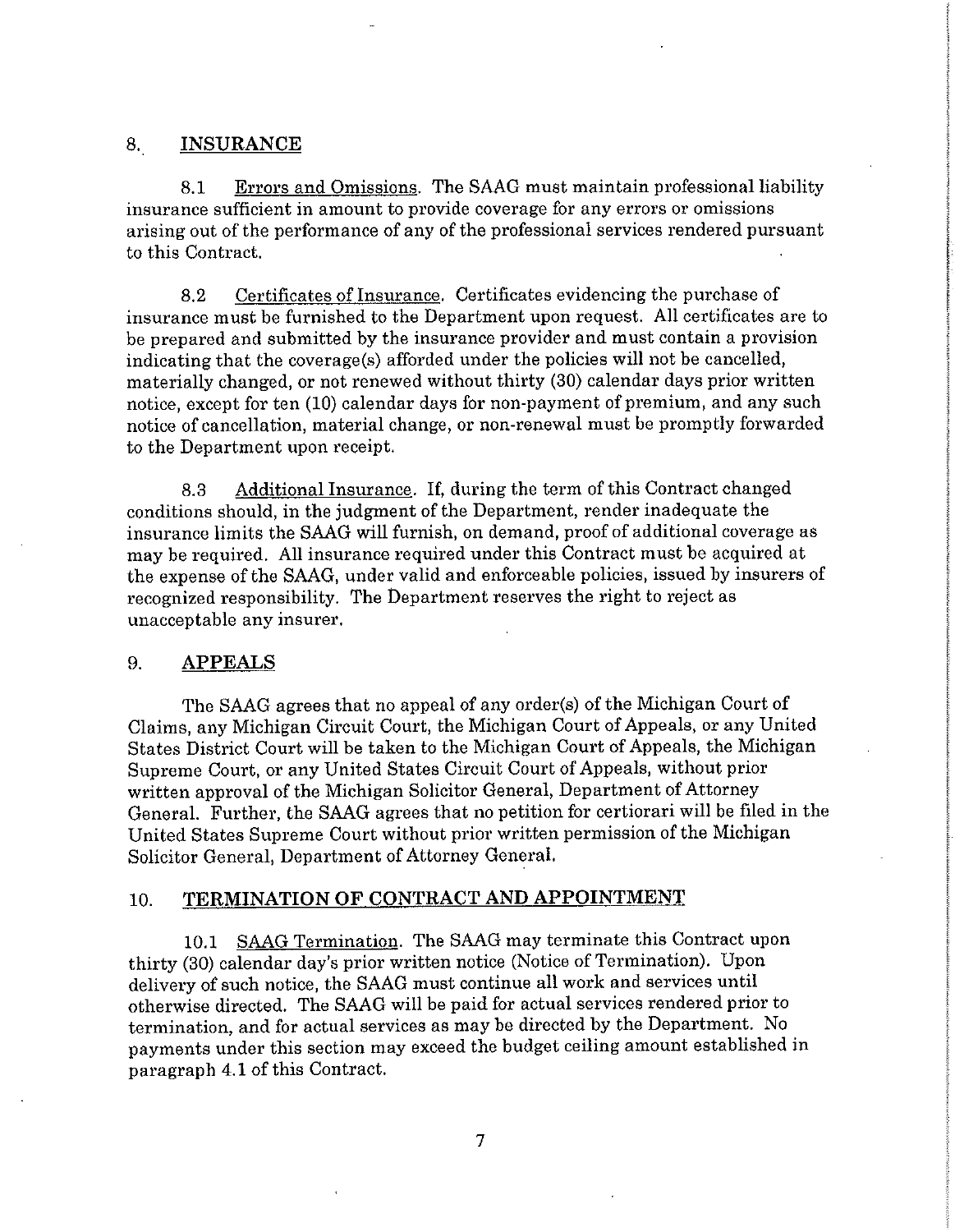## 8. INSURANCE

8.1 Errors and Omissions. The SAAG must maintain professional liability insurance sufficient in amount to provide coverage for any errors or omissions arising out of the performance of any of the professional services rendered pursuant to this Contract.

8.2 Certificates of Insurance. Certificates evidencing the purchase of insurance must be furnished to the Department upon request. All certificates are to be prepared and submitted by the insurance provider and must contain a provision indicating that the coverage(s) afforded under the policies will not be cancelled, materially changed, or not renewed without thirty (30) calendar days prior written notice, except for ten (10) calendar days for non-payment of premium, and any such notice of cancellation, material change, or non-renewal must be promptly forwarded to the Department upon receipt.

8.3 Additional Insurance. If, during the term of this Contract changed conditions should, in the judgment of the Department, render inadequate the insurance limits the SAAG will furnish, on demand, proof of additional coverage as may be required. All insurance required under this Contract must be acquired at the expense of the SAAG, under valid and enforceable policies, issued by insurers of recognized responsibility. The Department reserves the right to reject as unacceptable any insurer.

## 9. APPEALS

The SAAG agrees that no appeal of any order(s) of the Michigan Court of Claims, any Michigan Circuit Court, the Michigan Court of Appeals, or any United States District Court will be taken to the Michigan Court of Appeals, the Michigan Supreme Court, or any United States Circuit Court of Appeals, without prior written approval of the Michigan Solicitor General, Department of Attorney General. Further, the SAAG agrees that no petition for certiorari will be filed in the United States Supreme Court without prior written permission of the Michigan Solicitor General, Department of Attorney General.

## 10. TERMINATION OF CONTRACT AND APPOINTMENT

10.1 SAAG Termination. The SAAG may terminate this Contract upon thirty (30) calendar day's prior written notice (Notice of Termination). Upon delivery of such notice, the SAAG must continue all work and services until otherwise directed. The SAAG will be paid for actual services rendered prior to termination, and for actual services as may be directed by the Department. No payments under this section may exceed the budget ceiling amount established in paragraph 4.1 of this Contract.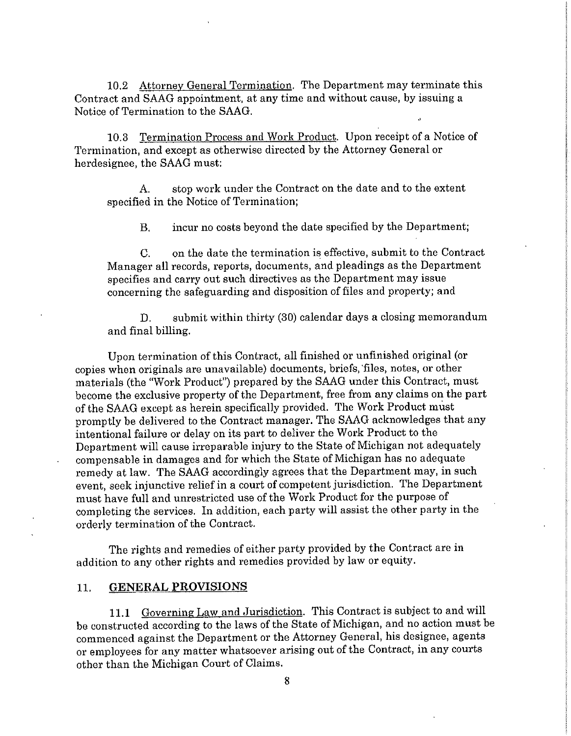10.2 Attorney General Termination. The Department may terminate this Contract and SAAG appointment, at any time and without cause, by issuing a Notice of Termination to the SAAG.

10.3 Termination Process and Work Product. Upon receipt of a Notice of Termination, and except as otherwise directed by the Attorney General or herdesignee, the SAAG must:

A. stop work under the Contract on the date and to the extent specified in the Notice of Termination;

B. incur no costs beyond the date specified by the Department;

C. on the date the termination is effective, submit to the Contract Manager all records, reports, documents, and pleadings as the Department specifies and carry out such directives as the Department may issue concerning the safeguarding and disposition of files and property; and

D. submit within thirty (30) calendar days a closing memorandum and final billing.

Upon termination of this Contract, all finished or unfinished original (or copies when originals are unavailable) documents, briefs, files, notes, or other materials (the "Work Product") prepared by the SAAG under this Contract, must become the exclusive property of the Department, free from any claims on the part of the SAAG except as herein specifically provided. The Work Product must promptly be delivered to the Contract manager. The SAAG acknowledges that any intentional failure or delay on its part to deliver the Work Product to the Department will cause irreparable injury to the State of Michigan not adequately compensable in damages and for which the State of Michigan has no adequate remedy at law. The SAAG accordingly agrees that the Department may, in such event, seek injunctive relief in a court of competent jurisdiction. The Department must have full and unrestricted use of the Work Product for the purpose of completing the services. In addition, each party will assist the other party in the orderly termination of the Contract.

The rights and remedies of either party provided by the Contract are in addition to any other rights and remedies provided by law or equity.

## 11. GENERAL PROVISIONS

11.1 Governing Law and Jurisdiction. This Contract is subject to and will be constructed according to the laws of the State of Michigan, and no action must be commenced against the Department or the Attorney General, his designee, agents or employees for any matter whatsoever arising out of the Contract, in any courts other than the Michigan Court of Claims.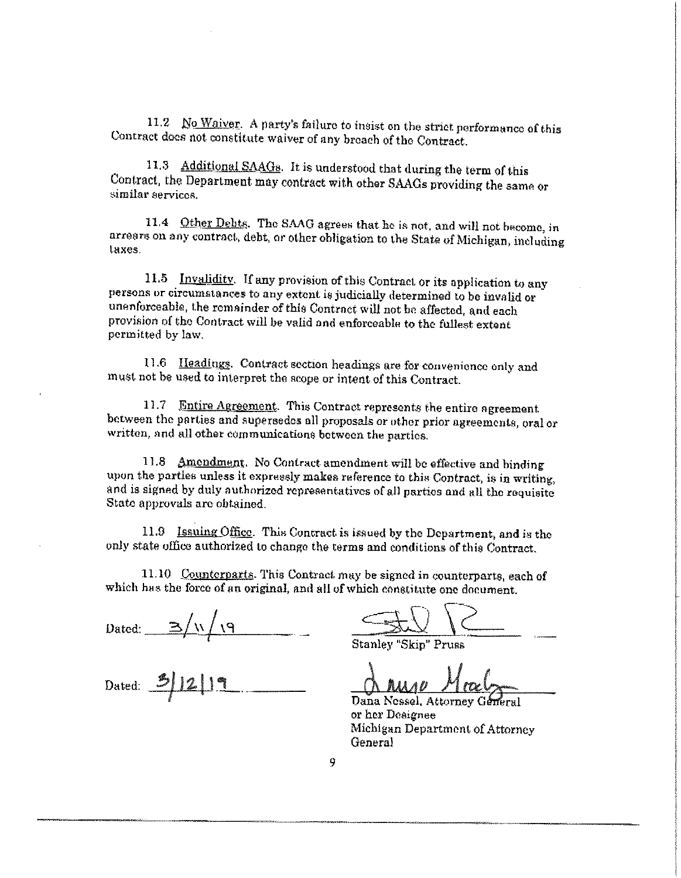11.2 No Waiver. A party's failure to insist on the strict performance of this Contract does not constitute waiver of any breach of the Contract.

11.3 Additional SAAGs. It is understood that during the term of this Contract, the Department may contract with other SAAGs providing the same or similar services.

11.4 Other Debts. The SAAG agrees that he is not, and will not become, in arrears on any contract, debt, or other obligation to the State of Michigan, including taxes.

11.5 Invalidity. If any provision of this Contract or its application to any persons or circumstances to any extent is judicially determined to be invalid or unenforceable, the remainder of this Contract will not be affected, and each provision of the Contract will be valid and enforceable to the fullest extent permitted by law.

11.6 Headings. Contract section headings are for convenience only and must not be used to interpret the scope or intent of this Contract.

11.7 Entire Agreement. This Contract represents the entire agreement between the parties and supersedes all proposals or other prior agreements, oral or written, and all other communications between the parties.

11.8 Amendment. No Contract amendment will be effective and binding upon the parties unless it expressly makes reference to this Contract, is in writing, and is signed by duly authorized representatives of all parties and all the requisite State approvals are obtained.

11.9 Issuing Office. This Contract is issued by the Department, and is the only state office authorized to change the terms and conditions of this Contract.

11.10 Counterparts. This Contract may be signed in counterparts, each of which has the force of an original, and all of which constitute one document.

Dated: 3/11/19

Stanley "Skip" Pruss

Dated: 3/12/19

Dana Nessel, Attorney General
or her Designee
Michigan Department of Attorney General